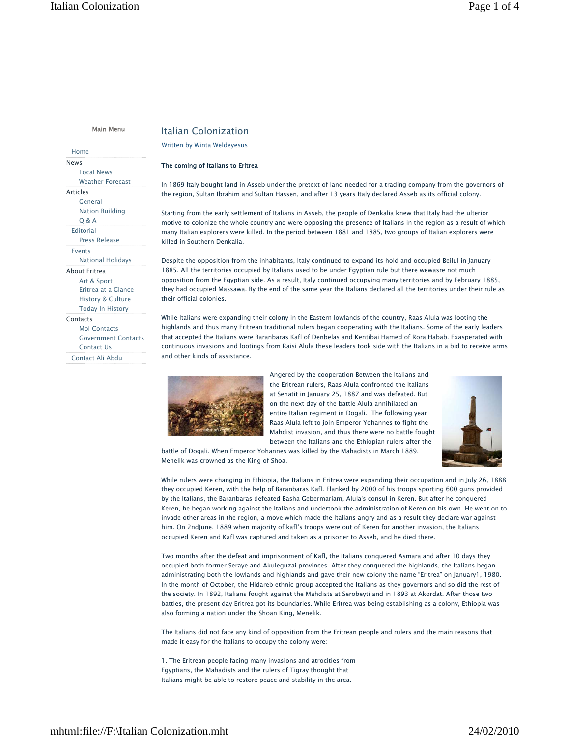Main Menu

- Home
- News
  - Local News
  - Weather Forecast
- Articles
  - General
  - Nation Building
  - Q & A
- Editorial
  - Press Release
- Events
  - National Holidays
- About Eritrea
  - Art & Sport
  - Eritrea at a Glance
  - History & Culture
  - Today In History
- Contacts
  - MoI Contacts
  - Government Contacts
  - Contact Us
- Contact Ali Abdu

# Italian Colonization

Written by Winta Weldeyesus |

**The coming of Italians to Eritrea**

In 1869 Italy bought land in Asseb under the pretext of land needed for a trading company from the governors of the region, Sultan Ibrahim and Sultan Hassen, and after 13 years Italy declared Asseb as its official colony.

Starting from the early settlement of Italians in Asseb, the people of Denkalia knew that Italy had the ulterior motive to colonize the whole country and were opposing the presence of Italians in the region as a result of which many Italian explorers were killed. In the period between 1881 and 1885, two groups of Italian explorers were killed in Southern Denkalia.

Despite the opposition from the inhabitants, Italy continued to expand its hold and occupied Beilul in January 1885. All the territories occupied by Italians used to be under Egyptian rule but there wewasre not much opposition from the Egyptian side. As a result, Italy continued occupying many territories and by February 1885, they had occupied Massawa. By the end of the same year the Italians declared all the territories under their rule as their official colonies.

While Italians were expanding their colony in the Eastern lowlands of the country, Raas Alula was looting the highlands and thus many Eritrean traditional rulers began cooperating with the Italians. Some of the early leaders that accepted the Italians were Baranbaras Kafl of Denbelas and Kentibai Hamed of Rora Habab. Exasperated with continuous invasions and lootings from Raisi Alula these leaders took side with the Italians in a bid to receive arms and other kinds of assistance.

Angered by the cooperation Between the Italians and the Eritrean rulers, Raas Alula confronted the Italians at Sehatit in January 25, 1887 and was defeated. But on the next day of the battle Alula annihilated an entire Italian regiment in Dogali. The following year Raas Alula left to join Emperor Yohannes to fight the Mahdist invasion, and thus there were no battle fought between the Italians and the Ethiopian rulers after the battle of Dogali. When Emperor Yohannes was killed by the Mahadists in March 1889, Menelik was crowned as the King of Shoa.

While rulers were changing in Ethiopia, the Italians in Eritrea were expanding their occupation and in July 26, 1888 they occupied Keren, with the help of Baranbaras Kafl. Flanked by 2000 of his troops sporting 600 guns provided by the Italians, the Baranbaras defeated Basha Gebermariam, Alula's consul in Keren. But after he conquered Keren, he began working against the Italians and undertook the administration of Keren on his own. He went on to invade other areas in the region, a move which made the Italians angry and as a result they declare war against him. On 2ndJune, 1889 when majority of kafl's troops were out of Keren for another invasion, the Italians occupied Keren and Kafl was captured and taken as a prisoner to Asseb, and he died there.

Two months after the defeat and imprisonment of Kafl, the Italians conquered Asmara and after 10 days they occupied both former Seraye and Akuleguzai provinces. After they conquered the highlands, the Italians began administrating both the lowlands and highlands and gave their new colony the name "Eritrea" on January1, 1980. In the month of October, the Hidareb ethnic group accepted the Italians as they governors and so did the rest of the society. In 1892, Italians fought against the Mahdists at Serobeyti and in 1893 at Akordat. After those two battles, the present day Eritrea got its boundaries. While Eritrea was being establishing as a colony, Ethiopia was also forming a nation under the Shoan King, Menelik.

The Italians did not face any kind of opposition from the Eritrean people and rulers and the main reasons that made it easy for the Italians to occupy the colony were:

1. The Eritrean people facing many invasions and atrocities from Egyptians, the Mahadists and the rulers of Tigray thought that Italians might be able to restore peace and stability in the area.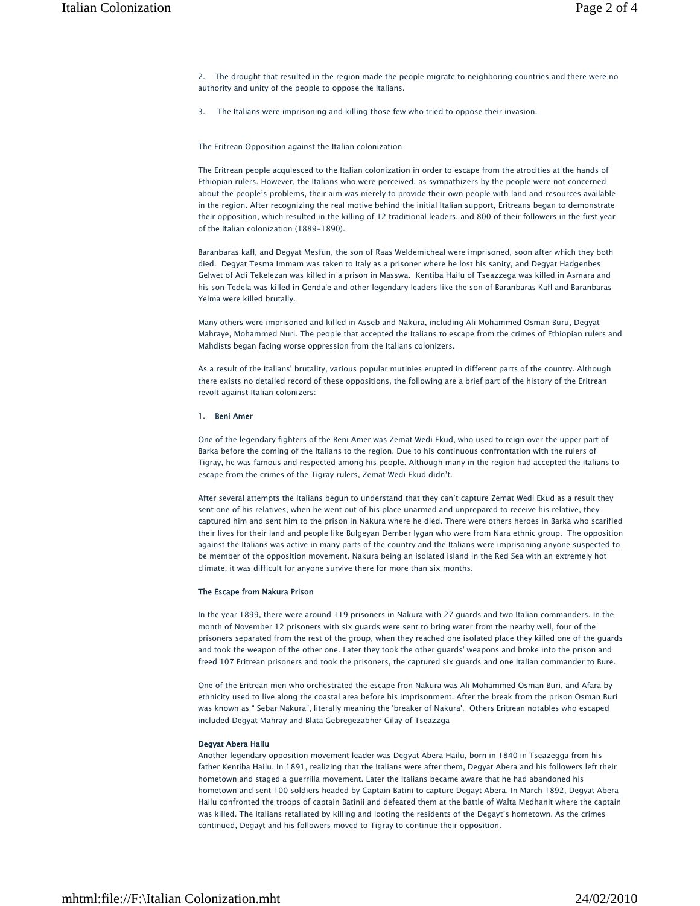2. The drought that resulted in the region made the people migrate to neighboring countries and there were no authority and unity of the people to oppose the Italians.

3. The Italians were imprisoning and killing those few who tried to oppose their invasion.

The Eritrean Opposition against the Italian colonization

The Eritrean people acquiesced to the Italian colonization in order to escape from the atrocities at the hands of Ethiopian rulers. However, the Italians who were perceived, as sympathizers by the people were not concerned about the people's problems, their aim was merely to provide their own people with land and resources available in the region. After recognizing the real motive behind the initial Italian support, Eritreans began to demonstrate their opposition, which resulted in the killing of 12 traditional leaders, and 800 of their followers in the first year of the Italian colonization (1889-1890).

Baranbaras kafl, and Degyat Mesfun, the son of Raas Weldemicheal were imprisoned, soon after which they both died. Degyat Tesma Immam was taken to Italy as a prisoner where he lost his sanity, and Degyat Hadgenbes Gelwet of Adi Tekelezan was killed in a prison in Masswa. Kentiba Hailu of Tseazzega was killed in Asmara and his son Tedela was killed in Genda'e and other legendary leaders like the son of Baranbaras Kafl and Baranbaras Yelma were killed brutally.

Many others were imprisoned and killed in Asseb and Nakura, including Ali Mohammed Osman Buru, Degyat Mahraye, Mohammed Nuri. The people that accepted the Italians to escape from the crimes of Ethiopian rulers and Mahdists began facing worse oppression from the Italians colonizers.

As a result of the Italians' brutality, various popular mutinies erupted in different parts of the country. Although there exists no detailed record of these oppositions, the following are a brief part of the history of the Eritrean revolt against Italian colonizers:

1. **Beni Amer**

One of the legendary fighters of the Beni Amer was Zemat Wedi Ekud, who used to reign over the upper part of Barka before the coming of the Italians to the region. Due to his continuous confrontation with the rulers of Tigray, he was famous and respected among his people. Although many in the region had accepted the Italians to escape from the crimes of the Tigray rulers, Zemat Wedi Ekud didn't.

After several attempts the Italians begun to understand that they can't capture Zemat Wedi Ekud as a result they sent one of his relatives, when he went out of his place unarmed and unprepared to receive his relative, they captured him and sent him to the prison in Nakura where he died. There were others heroes in Barka who scarified their lives for their land and people like Bulgeyan Dember Iygan who were from Nara ethnic group. The opposition against the Italians was active in many parts of the country and the Italians were imprisoning anyone suspected to be member of the opposition movement. Nakura being an isolated island in the Red Sea with an extremely hot climate, it was difficult for anyone survive there for more than six months.

**The Escape from Nakura Prison**

In the year 1899, there were around 119 prisoners in Nakura with 27 guards and two Italian commanders. In the month of November 12 prisoners with six guards were sent to bring water from the nearby well, four of the prisoners separated from the rest of the group, when they reached one isolated place they killed one of the guards and took the weapon of the other one. Later they took the other guards' weapons and broke into the prison and freed 107 Eritrean prisoners and took the prisoners, the captured six guards and one Italian commander to Bure.

One of the Eritrean men who orchestrated the escape fron Nakura was Ali Mohammed Osman Buri, and Afara by ethnicity used to live along the coastal area before his imprisonment. After the break from the prison Osman Buri was known as " Sebar Nakura", literally meaning the 'breaker of Nakura'. Others Eritrean notables who escaped included Degyat Mahray and Blata Gebregezabher Gilay of Tseazzga

**Degyat Abera Hailu**

Another legendary opposition movement leader was Degyat Abera Hailu, born in 1840 in Tseazegga from his father Kentiba Hailu. In 1891, realizing that the Italians were after them, Degyat Abera and his followers left their hometown and staged a guerrilla movement. Later the Italians became aware that he had abandoned his hometown and sent 100 soldiers headed by Captain Batini to capture Degayt Abera. In March 1892, Degyat Abera Hailu confronted the troops of captain Batinii and defeated them at the battle of Walta Medhanit where the captain was killed. The Italians retaliated by killing and looting the residents of the Degayt's hometown. As the crimes continued, Degayt and his followers moved to Tigray to continue their opposition.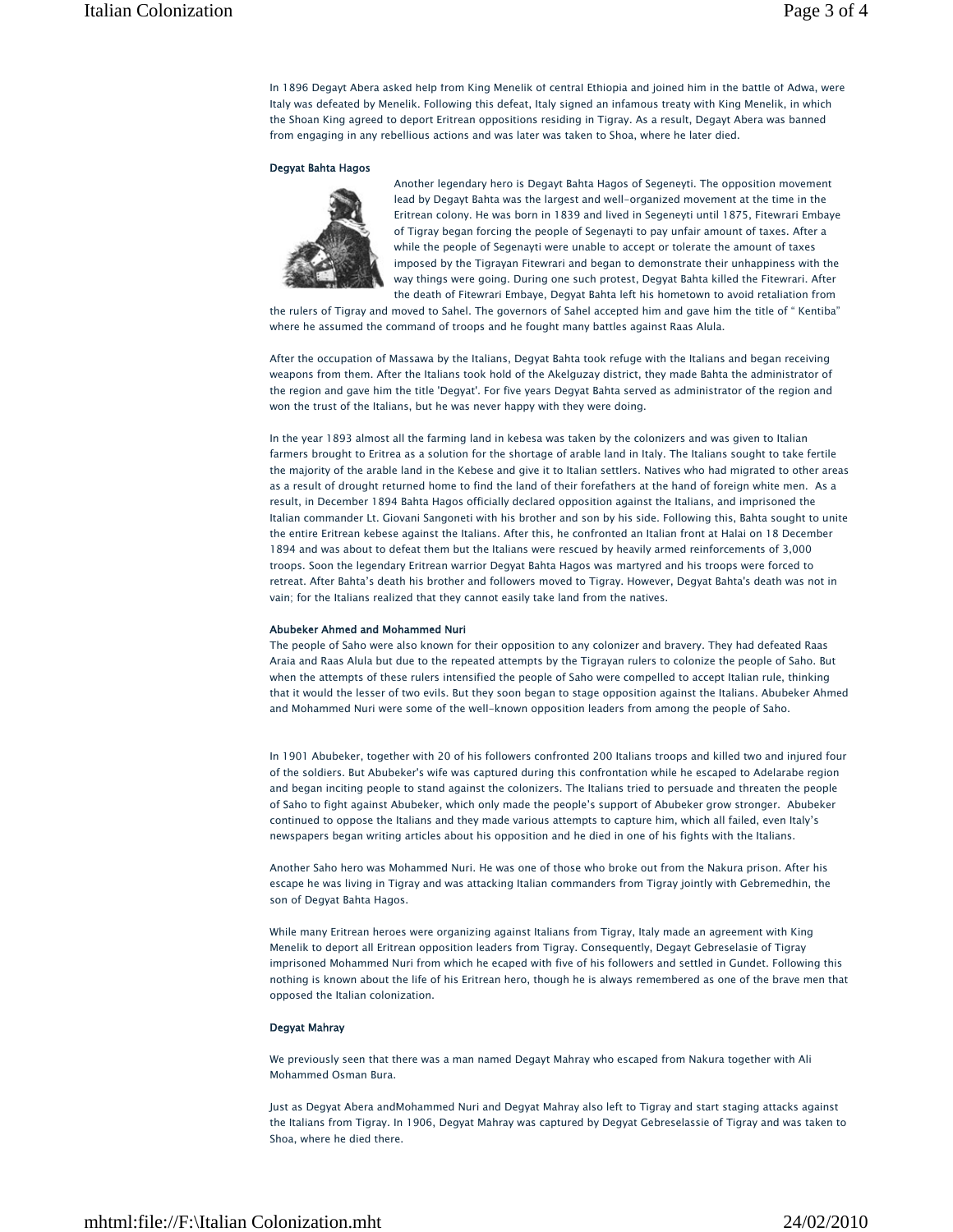In 1896 Degayt Abera asked help from King Menelik of central Ethiopia and joined him in the battle of Adwa, were Italy was defeated by Menelik. Following this defeat, Italy signed an infamous treaty with King Menelik, in which the Shoan King agreed to deport Eritrean oppositions residing in Tigray. As a result, Degayt Abera was banned from engaging in any rebellious actions and was later was taken to Shoa, where he later died.

#### Degyat Bahta Hagos

Another legendary hero is Degayt Bahta Hagos of Segeneyti. The opposition movement lead by Degayt Bahta was the largest and well-organized movement at the time in the Eritrean colony. He was born in 1839 and lived in Segeneyti until 1875, Fitewrari Embaye of Tigray began forcing the people of Segenayti to pay unfair amount of taxes. After a while the people of Segenayti were unable to accept or tolerate the amount of taxes imposed by the Tigrayan Fitewrari and began to demonstrate their unhappiness with the way things were going. During one such protest, Degyat Bahta killed the Fitewrari. After the death of Fitewrari Embaye, Degyat Bahta left his hometown to avoid retaliation from the rulers of Tigray and moved to Sahel. The governors of Sahel accepted him and gave him the title of " Kentiba" where he assumed the command of troops and he fought many battles against Raas Alula.

After the occupation of Massawa by the Italians, Degyat Bahta took refuge with the Italians and began receiving weapons from them. After the Italians took hold of the Akelguzay district, they made Bahta the administrator of the region and gave him the title 'Degyat'. For five years Degyat Bahta served as administrator of the region and won the trust of the Italians, but he was never happy with they were doing.

In the year 1893 almost all the farming land in kebesa was taken by the colonizers and was given to Italian farmers brought to Eritrea as a solution for the shortage of arable land in Italy. The Italians sought to take fertile the majority of the arable land in the Kebese and give it to Italian settlers. Natives who had migrated to other areas as a result of drought returned home to find the land of their forefathers at the hand of foreign white men. As a result, in December 1894 Bahta Hagos officially declared opposition against the Italians, and imprisoned the Italian commander Lt. Giovani Sangoneti with his brother and son by his side. Following this, Bahta sought to unite the entire Eritrean kebese against the Italians. After this, he confronted an Italian front at Halai on 18 December 1894 and was about to defeat them but the Italians were rescued by heavily armed reinforcements of 3,000 troops. Soon the legendary Eritrean warrior Degyat Bahta Hagos was martyred and his troops were forced to retreat. After Bahta's death his brother and followers moved to Tigray. However, Degyat Bahta's death was not in vain; for the Italians realized that they cannot easily take land from the natives.

#### Abubeker Ahmed and Mohammed Nuri

The people of Saho were also known for their opposition to any colonizer and bravery. They had defeated Raas Araia and Raas Alula but due to the repeated attempts by the Tigrayan rulers to colonize the people of Saho. But when the attempts of these rulers intensified the people of Saho were compelled to accept Italian rule, thinking that it would the lesser of two evils. But they soon began to stage opposition against the Italians. Abubeker Ahmed and Mohammed Nuri were some of the well-known opposition leaders from among the people of Saho.

In 1901 Abubeker, together with 20 of his followers confronted 200 Italians troops and killed two and injured four of the soldiers. But Abubeker's wife was captured during this confrontation while he escaped to Adelarabe region and began inciting people to stand against the colonizers. The Italians tried to persuade and threaten the people of Saho to fight against Abubeker, which only made the people's support of Abubeker grow stronger. Abubeker continued to oppose the Italians and they made various attempts to capture him, which all failed, even Italy's newspapers began writing articles about his opposition and he died in one of his fights with the Italians.

Another Saho hero was Mohammed Nuri. He was one of those who broke out from the Nakura prison. After his escape he was living in Tigray and was attacking Italian commanders from Tigray jointly with Gebremedhin, the son of Degyat Bahta Hagos.

While many Eritrean heroes were organizing against Italians from Tigray, Italy made an agreement with King Menelik to deport all Eritrean opposition leaders from Tigray. Consequently, Degayt Gebreselasie of Tigray imprisoned Mohammed Nuri from which he ecaped with five of his followers and settled in Gundet. Following this nothing is known about the life of his Eritrean hero, though he is always remembered as one of the brave men that opposed the Italian colonization.

#### Degyat Mahray

We previously seen that there was a man named Degayt Mahray who escaped from Nakura together with Ali Mohammed Osman Bura.

Just as Degyat Abera andMohammed Nuri and Degyat Mahray also left to Tigray and start staging attacks against the Italians from Tigray. In 1906, Degyat Mahray was captured by Degyat Gebreselassie of Tigray and was taken to Shoa, where he died there.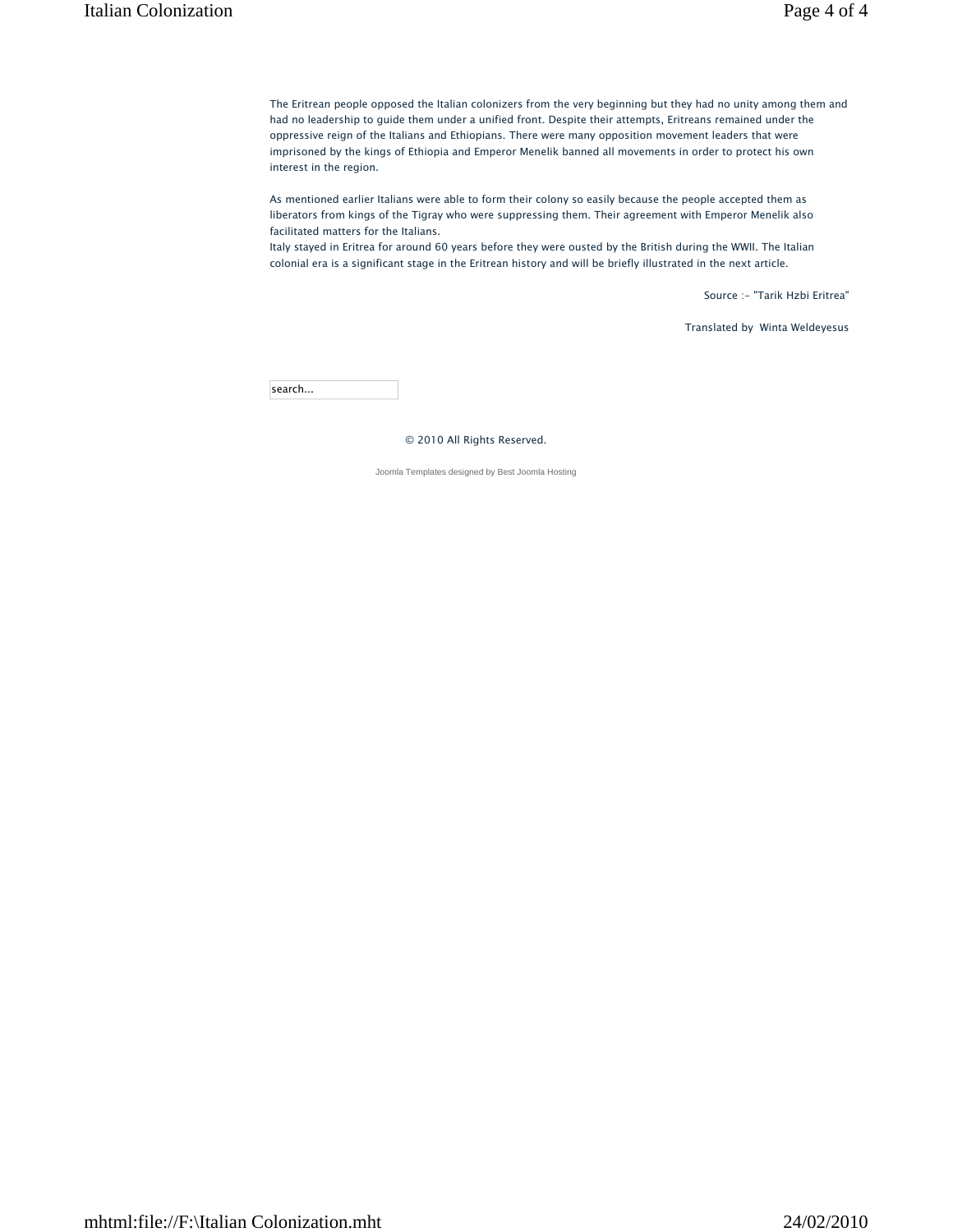The Eritrean people opposed the Italian colonizers from the very beginning but they had no unity among them and had no leadership to guide them under a unified front. Despite their attempts, Eritreans remained under the oppressive reign of the Italians and Ethiopians. There were many opposition movement leaders that were imprisoned by the kings of Ethiopia and Emperor Menelik banned all movements in order to protect his own interest in the region.

As mentioned earlier Italians were able to form their colony so easily because the people accepted them as liberators from kings of the Tigray who were suppressing them. Their agreement with Emperor Menelik also facilitated matters for the Italians.
Italy stayed in Eritrea for around 60 years before they were ousted by the British during the WWII. The Italian colonial era is a significant stage in the Eritrean history and will be briefly illustrated in the next article.

Source :- "Tarik Hzbi Eritrea"

Translated by Winta Weldeyesus

search...

© 2010 All Rights Reserved.

Joomla Templates designed by Best Joomla Hosting